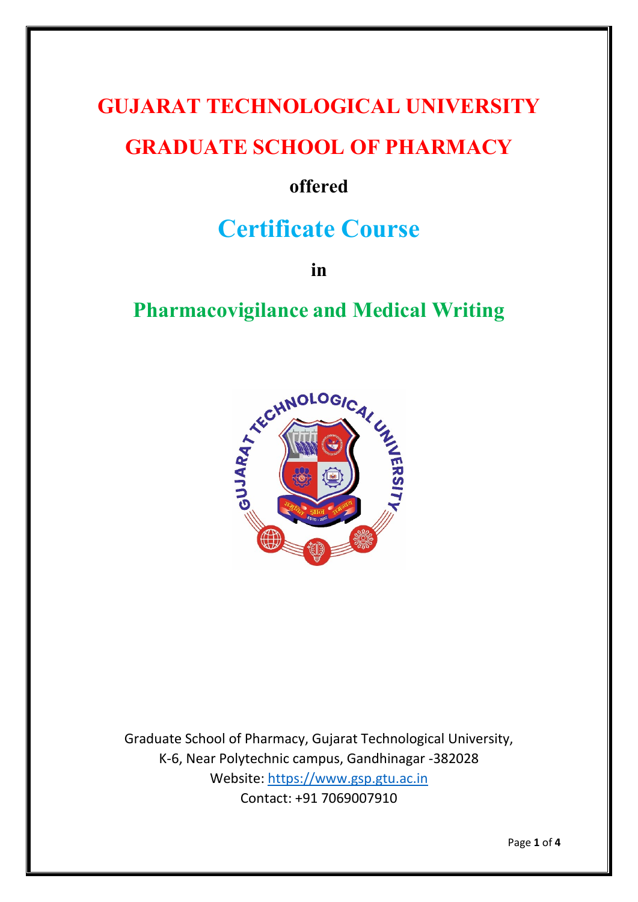# GUJARAT TECHNOLOGICAL UNIVERSITY

# GRADUATE SCHOOL OF PHARMACY

**offered**

# Certificate Course

**in**

## Pharmacovigilance and Medical Writing

Graduate School of Pharmacy, Gujarat Technological University,
K-6, Near Polytechnic campus, Gandhinagar -382028
Website: https://www.gsp.gtu.ac.in
Contact: +91 7069007910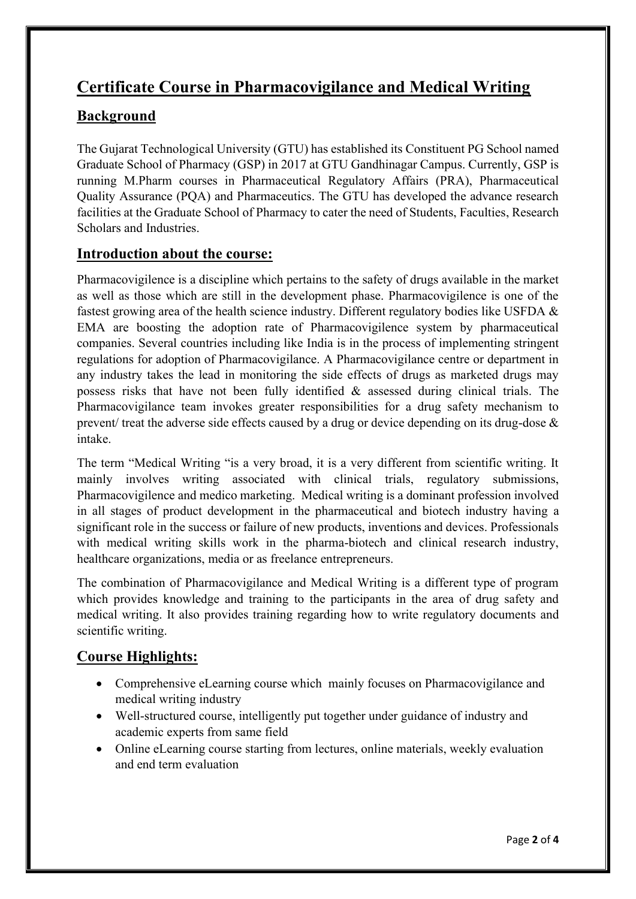# Certificate Course in Pharmacovigilance and Medical Writing

## Background

The Gujarat Technological University (GTU) has established its Constituent PG School named Graduate School of Pharmacy (GSP) in 2017 at GTU Gandhinagar Campus. Currently, GSP is running M.Pharm courses in Pharmaceutical Regulatory Affairs (PRA), Pharmaceutical Quality Assurance (PQA) and Pharmaceutics. The GTU has developed the advance research facilities at the Graduate School of Pharmacy to cater the need of Students, Faculties, Research Scholars and Industries.

## Introduction about the course:

Pharmacovigilence is a discipline which pertains to the safety of drugs available in the market as well as those which are still in the development phase. Pharmacovigilence is one of the fastest growing area of the health science industry. Different regulatory bodies like USFDA & EMA are boosting the adoption rate of Pharmacovigilence system by pharmaceutical companies. Several countries including like India is in the process of implementing stringent regulations for adoption of Pharmacovigilance. A Pharmacovigilance centre or department in any industry takes the lead in monitoring the side effects of drugs as marketed drugs may possess risks that have not been fully identified & assessed during clinical trials. The Pharmacovigilance team invokes greater responsibilities for a drug safety mechanism to prevent/ treat the adverse side effects caused by a drug or device depending on its drug-dose & intake.

The term "Medical Writing "is a very broad, it is a very different from scientific writing. It mainly involves writing associated with clinical trials, regulatory submissions, Pharmacovigilence and medico marketing. Medical writing is a dominant profession involved in all stages of product development in the pharmaceutical and biotech industry having a significant role in the success or failure of new products, inventions and devices. Professionals with medical writing skills work in the pharma-biotech and clinical research industry, healthcare organizations, media or as freelance entrepreneurs.

The combination of Pharmacovigilance and Medical Writing is a different type of program which provides knowledge and training to the participants in the area of drug safety and medical writing. It also provides training regarding how to write regulatory documents and scientific writing.

## Course Highlights:

- Comprehensive eLearning course which mainly focuses on Pharmacovigilance and medical writing industry
- Well-structured course, intelligently put together under guidance of industry and academic experts from same field
- Online eLearning course starting from lectures, online materials, weekly evaluation and end term evaluation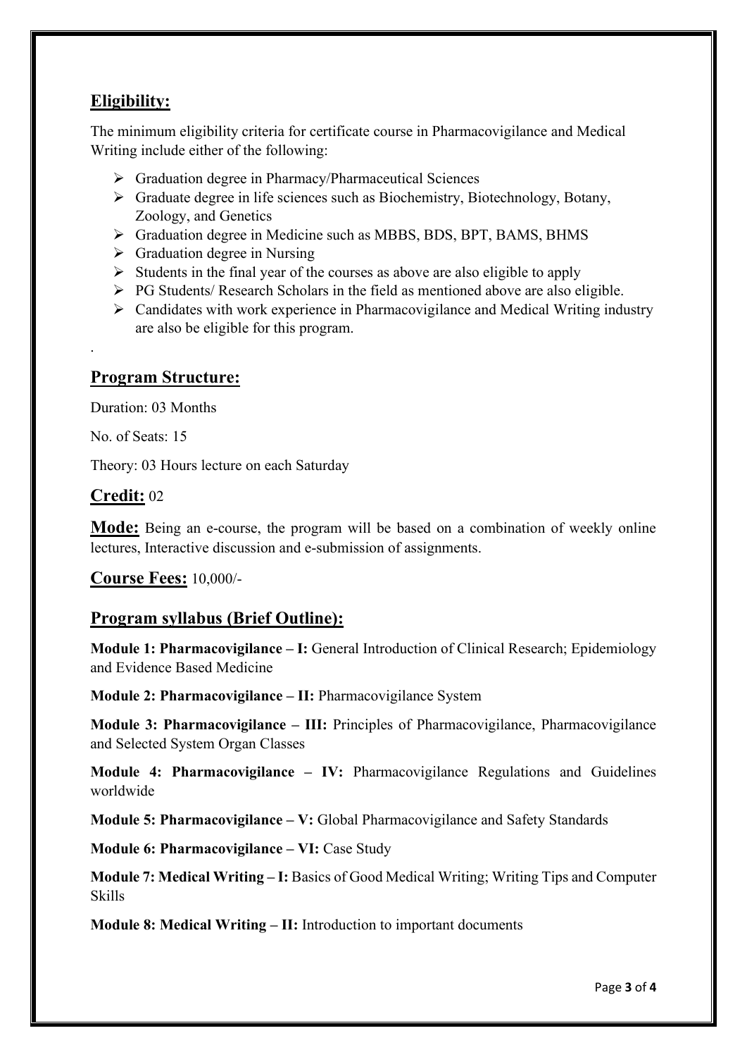## Eligibility:

The minimum eligibility criteria for certificate course in Pharmacovigilance and Medical Writing include either of the following:

- Graduation degree in Pharmacy/Pharmaceutical Sciences
- Graduate degree in life sciences such as Biochemistry, Biotechnology, Botany, Zoology, and Genetics
- Graduation degree in Medicine such as MBBS, BDS, BPT, BAMS, BHMS
- Graduation degree in Nursing
- Students in the final year of the courses as above are also eligible to apply
- PG Students/ Research Scholars in the field as mentioned above are also eligible.
- Candidates with work experience in Pharmacovigilance and Medical Writing industry are also be eligible for this program.

.

## Program Structure:

Duration: 03 Months

No. of Seats: 15

Theory: 03 Hours lecture on each Saturday

## Credit: 02

**Mode:** Being an e-course, the program will be based on a combination of weekly online lectures, Interactive discussion and e-submission of assignments.

**Course Fees:** 10,000/-

## Program syllabus (Brief Outline):

**Module 1: Pharmacovigilance – I:** General Introduction of Clinical Research; Epidemiology and Evidence Based Medicine

**Module 2: Pharmacovigilance – II:** Pharmacovigilance System

**Module 3: Pharmacovigilance – III:** Principles of Pharmacovigilance, Pharmacovigilance and Selected System Organ Classes

**Module 4: Pharmacovigilance – IV:** Pharmacovigilance Regulations and Guidelines worldwide

**Module 5: Pharmacovigilance – V:** Global Pharmacovigilance and Safety Standards

**Module 6: Pharmacovigilance – VI:** Case Study

**Module 7: Medical Writing – I:** Basics of Good Medical Writing; Writing Tips and Computer Skills

**Module 8: Medical Writing – II:** Introduction to important documents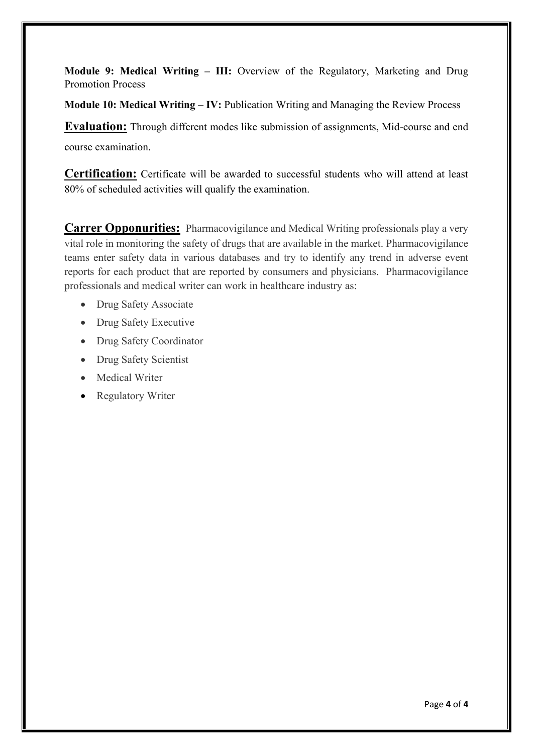**Module 9: Medical Writing – III:** Overview of the Regulatory, Marketing and Drug Promotion Process

**Module 10: Medical Writing – IV:** Publication Writing and Managing the Review Process

**Evaluation:** Through different modes like submission of assignments, Mid-course and end course examination.

**Certification:** Certificate will be awarded to successful students who will attend at least 80% of scheduled activities will qualify the examination.

**Carrer Opponurities:** Pharmacovigilance and Medical Writing professionals play a very vital role in monitoring the safety of drugs that are available in the market. Pharmacovigilance teams enter safety data in various databases and try to identify any trend in adverse event reports for each product that are reported by consumers and physicians. Pharmacovigilance professionals and medical writer can work in healthcare industry as:

- Drug Safety Associate
- Drug Safety Executive
- Drug Safety Coordinator
- Drug Safety Scientist
- Medical Writer
- Regulatory Writer